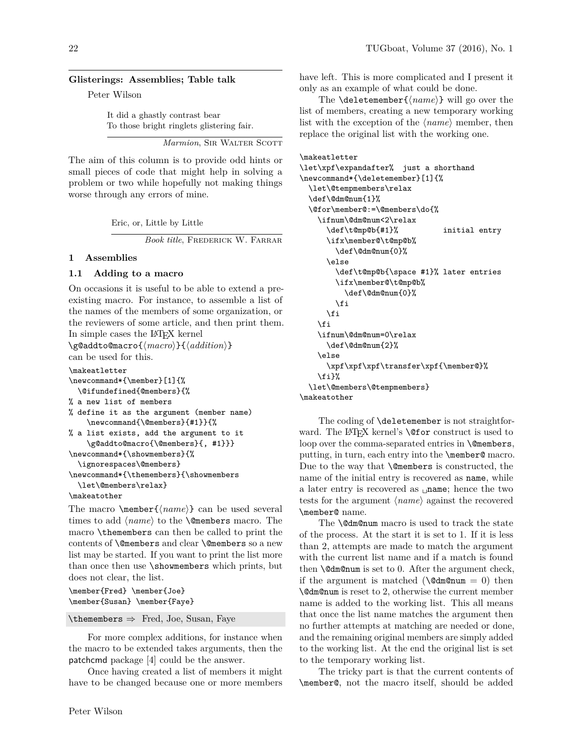## Glisterings: Assemblies; Table talk

Peter Wilson

> It did a ghastly contrast bear
> To those bright ringlets glistering fair.
>
> *Marmion*, Sir Walter Scott

The aim of this column is to provide odd hints or small pieces of code that might help in solving a problem or two while hopefully not making things worse through any errors of mine.

> Eric, or, Little by Little
>
> *Book title*, Frederick W. Farrar

### 1 Assemblies

#### 1.1 Adding to a macro

On occasions it is useful to be able to extend a preexisting macro. For instance, to assemble a list of the names of the members of some organization, or the reviewers of some article, and then print them. In simple cases the LaTeX kernel
`\g@addto@macro{⟨macro⟩}{⟨addition⟩}`
can be used for this.

```
\makeatletter
\newcommand*{\member}[1]{%
  \@ifundefined{@members}{%
% a new list of members
% define it as the argument (member name)
    \newcommand{\@members}{#1}}{%
% a list exists, add the argument to it
    \g@addto@macro{\@members}{, #1}}}
\newcommand*{\showmembers}{%
  \ignorespaces\@members}
\newcommand*{\themembers}{\showmembers
  \let\@members\relax}
\makeatother
```

The macro `\member{⟨name⟩}` can be used several times to add ⟨*name*⟩ to the `\@members` macro. The macro `\themembers` can then be called to print the contents of `\@members` and clear `\@members` so a new list may be started. If you want to print the list more than once then use `\showmembers` which prints, but does not clear, the list.

```
\member{Fred} \member{Joe}
\member{Susan} \member{Faye}
```

`\themembers` ⇒ Fred, Joe, Susan, Faye

For more complex additions, for instance when the macro to be extended takes arguments, then the patchcmd package [4] could be the answer.

Once having created a list of members it might have to be changed because one or more members have left. This is more complicated and I present it only as an example of what could be done.

The `\deletemember{⟨name⟩}` will go over the list of members, creating a new temporary working list with the exception of the ⟨*name*⟩ member, then replace the original list with the working one.

```
\makeatletter
\let\xpf\expandafter%  just a shorthand
\newcommand*{\deletemember}[1]{%
  \let\@tempmembers\relax
  \def\@dm@num{1}%
  \@for\member@:=\@members\do{%
    \ifnum\@dm@num<2\relax
      \def\t@mp@b{#1}%          initial entry
      \ifx\member@\t@mp@b%
        \def\@dm@num{0}%
      \else
        \def\t@mp@b{\space #1}% later entries
        \ifx\member@\t@mp@b%
          \def\@dm@num{0}%
        \fi
      \fi
    \fi
    \ifnum\@dm@num=0\relax
      \def\@dm@num{2}%
    \else
      \xpf\xpf\xpf\transfer\xpf{\member@}%
    \fi}%
  \let\@members\@tempmembers}
\makeatother
```

The coding of `\deletemember` is not straightforward. The LaTeX kernel's `\@for` construct is used to loop over the comma-separated entries in `\@members`, putting, in turn, each entry into the `\member@` macro. Due to the way that `\@members` is constructed, the name of the initial entry is recovered as `name`, while a later entry is recovered as `␣name`; hence the two tests for the argument ⟨*name*⟩ against the recovered `\member@` name.

The `\@dm@num` macro is used to track the state of the process. At the start it is set to 1. If it is less than 2, attempts are made to match the argument with the current list name and if a match is found then `\@dm@num` is set to 0. After the argument check, if the argument is matched (`\@dm@num` = 0) then `\@dm@num` is reset to 2, otherwise the current member name is added to the working list. This all means that once the list name matches the argument then no further attempts at matching are needed or done, and the remaining original members are simply added to the working list. At the end the original list is set to the temporary working list.

The tricky part is that the current contents of `\member@`, not the macro itself, should be added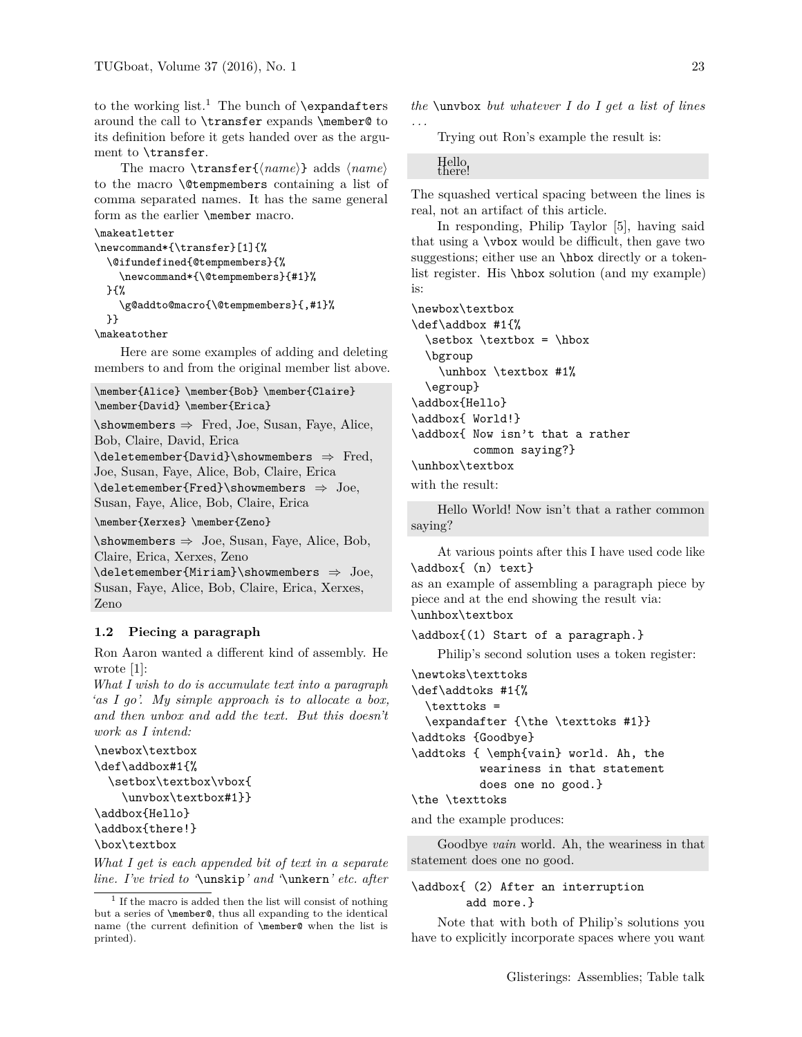to the working list.[1] The bunch of `\expandafter`s around the call to `\transfer` expands `\member@` to its definition before it gets handed over as the argument to `\transfer`.

The macro `\transfer{⟨name⟩}` adds ⟨*name*⟩ to the macro `\@tempmembers` containing a list of comma separated names. It has the same general form as the earlier `\member` macro.

```
\makeatletter
\newcommand*{\transfer}[1]{%
  \@ifundefined{@tempmembers}{%
    \newcommand*{\@tempmembers}{#1}%
  }{%
    \g@addto@macro{\@tempmembers}{,#1}%
  }}
\makeatother
```

Here are some examples of adding and deleting members to and from the original member list above.

```
\member{Alice} \member{Bob} \member{Claire}
\member{David} \member{Erica}
```

`\showmembers` ⇒ Fred, Joe, Susan, Faye, Alice, Bob, Claire, David, Erica
`\deletemember{David}\showmembers` ⇒ Fred, Joe, Susan, Faye, Alice, Bob, Claire, Erica
`\deletemember{Fred}\showmembers` ⇒ Joe, Susan, Faye, Alice, Bob, Claire, Erica

```
\member{Xerxes} \member{Zeno}
```

`\showmembers` ⇒ Joe, Susan, Faye, Alice, Bob, Claire, Erica, Xerxes, Zeno
`\deletemember{Miriam}\showmembers` ⇒ Joe, Susan, Faye, Alice, Bob, Claire, Erica, Xerxes, Zeno

### 1.2 Piecing a paragraph

Ron Aaron wanted a different kind of assembly. He wrote [1]:

*What I wish to do is accumulate text into a paragraph 'as I go'. My simple approach is to allocate a box, and then unbox and add the text. But this doesn't work as I intend:*

```
\newbox\textbox
\def\addbox#1{%
  \setbox\textbox\vbox{
    \unvbox\textbox#1}}
\addbox{Hello}
\addbox{there!}
\box\textbox
```

*What I get is each appended bit of text in a separate line. I've tried to '*`\unskip`*' and '*`\unkern`*' etc. after the* `\unvbox` *but whatever I do I get a list of lines …*

Trying out Ron's example the result is:

Hello
there!

The squashed vertical spacing between the lines is real, not an artifact of this article.

In responding, Philip Taylor [5], having said that using a `\vbox` would be difficult, then gave two suggestions; either use an `\hbox` directly or a token-list register. His `\hbox` solution (and my example) is:

```
\newbox\textbox
\def\addbox #1{%
  \setbox \textbox = \hbox
  \bgroup
    \unhbox \textbox #1%
  \egroup}
\addbox{Hello}
\addbox{ World!}
\addbox{ Now isn't that a rather
         common saying?}
\unhbox\textbox
```

with the result:

Hello World! Now isn't that a rather common saying?

At various points after this I have used code like
`\addbox{ (n) text}`
as an example of assembling a paragraph piece by piece and at the end showing the result via:
`\unhbox\textbox`

```
\addbox{(1) Start of a paragraph.}
```

Philip's second solution uses a token register:

```
\newtoks\texttoks
\def\addtoks #1{%
  \texttoks =
  \expandafter {\the \texttoks #1}}
\addtoks {Goodbye}
\addtoks { \emph{vain} world. Ah, the
          weariness in that statement
          does one no good.}
\the \texttoks
```

and the example produces:

Goodbye *vain* world. Ah, the weariness in that statement does one no good.

```
\addbox{ (2) After an interruption
        add more.}
```

Note that with both of Philip's solutions you have to explicitly incorporate spaces where you want

[1] If the macro is added then the list will consist of nothing but a series of `\member@`, thus all expanding to the identical name (the current definition of `\member@` when the list is printed).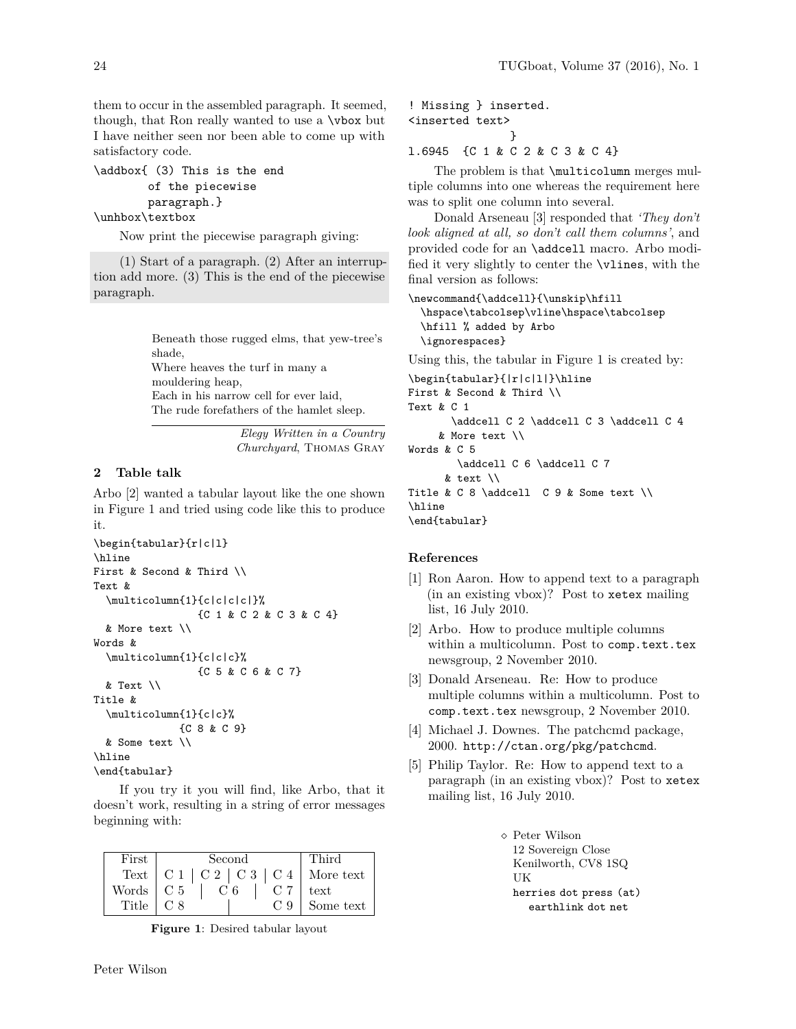them to occur in the assembled paragraph. It seemed, though, that Ron really wanted to use a `\vbox` but I have neither seen nor been able to come up with satisfactory code.

```
\addbox{ (3) This is the end
        of the piecewise
        paragraph.}
\unhbox\textbox
```

Now print the piecewise paragraph giving:

> (1) Start of a paragraph. (2) After an interruption add more. (3) This is the end of the piecewise paragraph.

> Beneath those rugged elms, that yew-tree's shade,
> Where heaves the turf in many a mouldering heap,
> Each in his narrow cell for ever laid,
> The rude forefathers of the hamlet sleep.
>
> *Elegy Written in a Country Churchyard*, THOMAS GRAY

## 2 Table talk

Arbo [2] wanted a tabular layout like the one shown in Figure 1 and tried using code like this to produce it.

```
\begin{tabular}{r|c|l}
\hline
First & Second & Third \\
Text &
  \multicolumn{1}{c|c|c|c|}%
               {C 1 & C 2 & C 3 & C 4}
  & More text \\
Words &
  \multicolumn{1}{c|c|c}%
               {C 5 & C 6 & C 7}
  & Text \\
Title &
  \multicolumn{1}{c|c}%
             {C 8 & C 9}
  & Some text \\
\hline
\end{tabular}
```

If you try it you will find, like Arbo, that it doesn't work, resulting in a string of error messages beginning with:

| | | | | | |
|---|---|---|---|---|---|
| First | Second | | | | Third |
| Text | C 1 | C 2 | C 3 | C 4 | More text |
| Words | C 5 | C 6 | | C 7 | text |
| Title | C 8 | | | C 9 | Some text |

**Figure 1**: Desired tabular layout

```
! Missing } inserted.
<inserted text>
               }
l.6945  {C 1 & C 2 & C 3 & C 4}
```

The problem is that `\multicolumn` merges multiple columns into one whereas the requirement here was to split one column into several.

Donald Arseneau [3] responded that *'They don't look aligned at all, so don't call them columns'*, and provided code for an `\addcell` macro. Arbo modified it very slightly to center the `\vline`s, with the final version as follows:

```
\newcommand{\addcell}{\unskip\hfill
  \hspace\tabcolsep\vline\hspace\tabcolsep
  \hfill % added by Arbo
  \ignorespaces}
```

Using this, the tabular in Figure 1 is created by:

```
\begin{tabular}{|r|c|l|}\hline
First & Second & Third \\
Text & C 1
       \addcell C 2 \addcell C 3 \addcell C 4
     & More text \\
Words & C 5
        \addcell C 6 \addcell C 7
      & text \\
Title & C 8 \addcell  C 9 & Some text \\
\hline
\end{tabular}
```

## References

[1] Ron Aaron. How to append text to a paragraph (in an existing vbox)? Post to `xetex` mailing list, 16 July 2010.

[2] Arbo. How to produce multiple columns within a multicolumn. Post to `comp.text.tex` newsgroup, 2 November 2010.

[3] Donald Arseneau. Re: How to produce multiple columns within a multicolumn. Post to `comp.text.tex` newsgroup, 2 November 2010.

[4] Michael J. Downes. The patchcmd package, 2000. `http://ctan.org/pkg/patchcmd`.

[5] Philip Taylor. Re: How to append text to a paragraph (in an existing vbox)? Post to `xetex` mailing list, 16 July 2010.

◇ Peter Wilson
12 Sovereign Close
Kenilworth, CV8 1SQ
UK
`herries dot press (at) earthlink dot net`